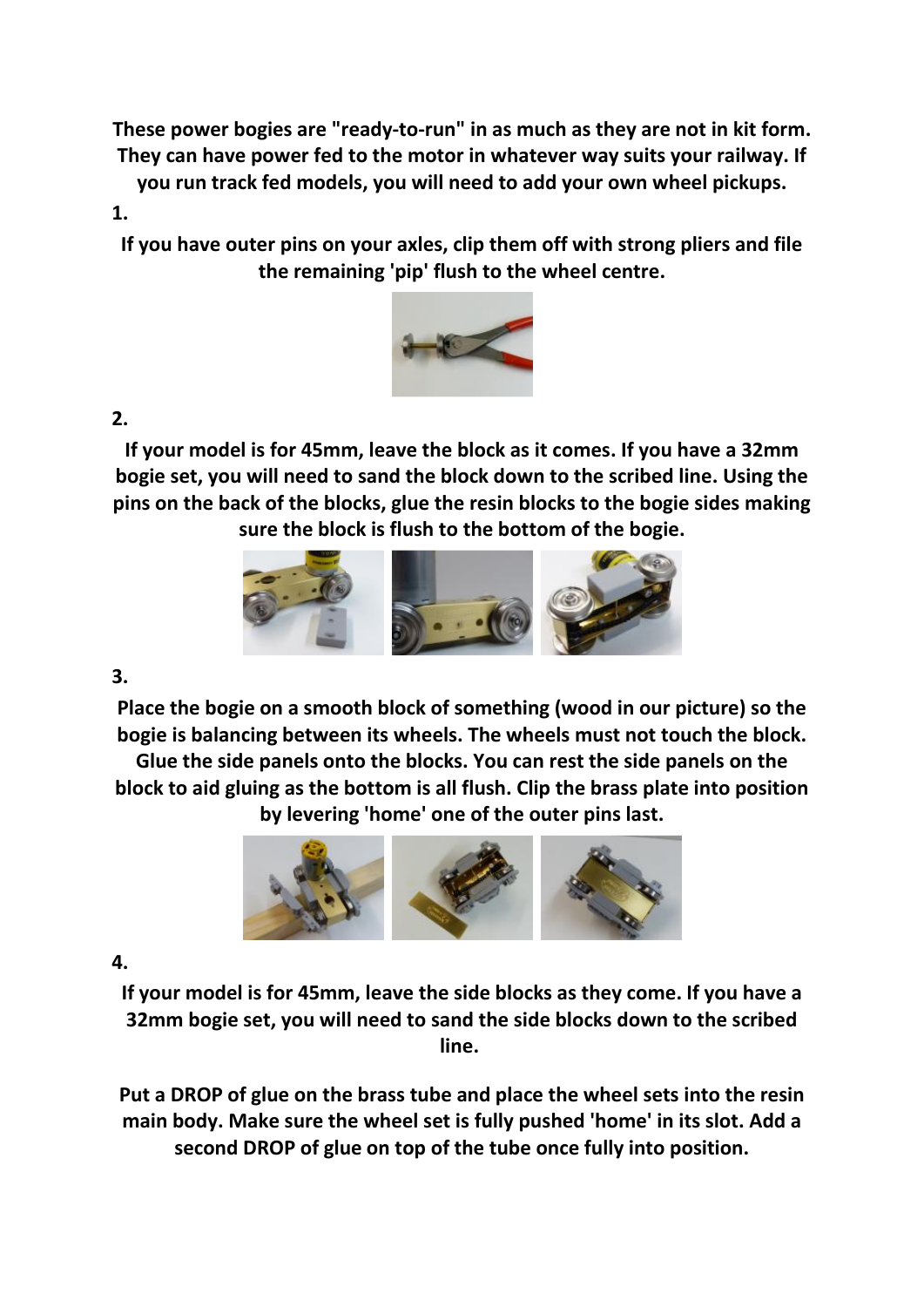**These power bogies are "ready-to-run" in as much as they are not in kit form. They can have power fed to the motor in whatever way suits your railway. If you run track fed models, you will need to add your own wheel pickups.**

**1.**

**If you have outer pins on your axles, clip them off with strong pliers and file the remaining 'pip' flush to the wheel centre.**

**2.**

**If your model is for 45mm, leave the block as it comes. If you have a 32mm bogie set, you will need to sand the block down to the scribed line. Using the pins on the back of the blocks, glue the resin blocks to the bogie sides making sure the block is flush to the bottom of the bogie.**

**3.**

**Place the bogie on a smooth block of something (wood in our picture) so the bogie is balancing between its wheels. The wheels must not touch the block. Glue the side panels onto the blocks. You can rest the side panels on the block to aid gluing as the bottom is all flush. Clip the brass plate into position by levering 'home' one of the outer pins last.**

**4.**

**If your model is for 45mm, leave the side blocks as they come. If you have a 32mm bogie set, you will need to sand the side blocks down to the scribed line.**

**Put a DROP of glue on the brass tube and place the wheel sets into the resin main body. Make sure the wheel set is fully pushed 'home' in its slot. Add a second DROP of glue on top of the tube once fully into position.**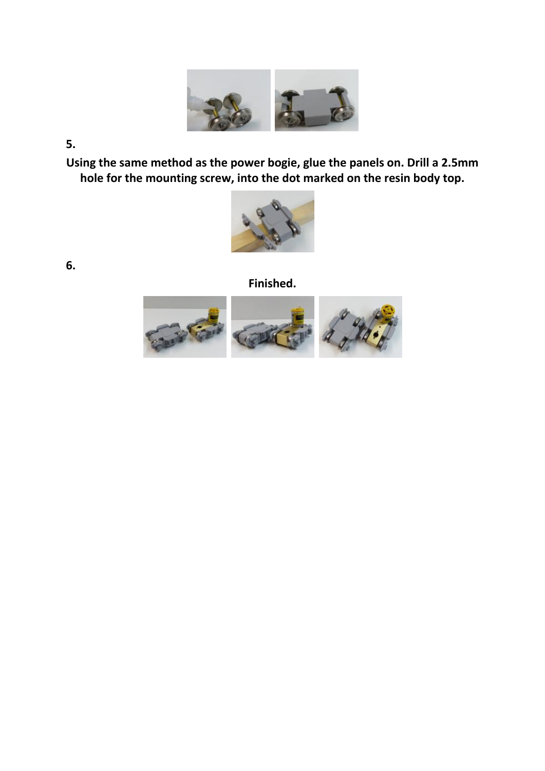5.

**Using the same method as the power bogie, glue the panels on. Drill a 2.5mm hole for the mounting screw, into the dot marked on the resin body top.**

6.

**Finished.**